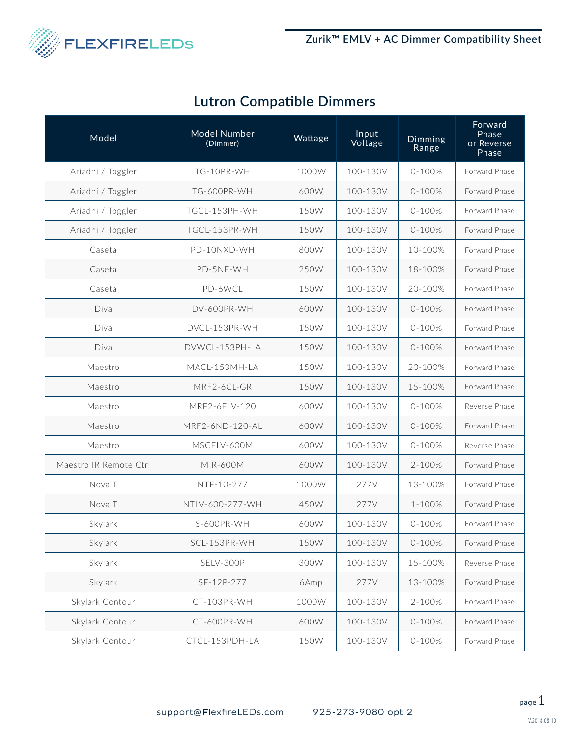# Zurik™ EMLV + AC Dimmer Compatibility Sheet

## Lutron Compatible Dimmers

| Model | Model Number (Dimmer) | Wattage | Input Voltage | Dimming Range | Forward Phase or Reverse Phase |
|---|---|---|---|---|---|
| Ariadni / Toggler | TG-10PR-WH | 1000W | 100-130V | 0-100% | Forward Phase |
| Ariadni / Toggler | TG-600PR-WH | 600W | 100-130V | 0-100% | Forward Phase |
| Ariadni / Toggler | TGCL-153PH-WH | 150W | 100-130V | 0-100% | Forward Phase |
| Ariadni / Toggler | TGCL-153PR-WH | 150W | 100-130V | 0-100% | Forward Phase |
| Caseta | PD-10NXD-WH | 800W | 100-130V | 10-100% | Forward Phase |
| Caseta | PD-5NE-WH | 250W | 100-130V | 18-100% | Forward Phase |
| Caseta | PD-6WCL | 150W | 100-130V | 20-100% | Forward Phase |
| Diva | DV-600PR-WH | 600W | 100-130V | 0-100% | Forward Phase |
| Diva | DVCL-153PR-WH | 150W | 100-130V | 0-100% | Forward Phase |
| Diva | DVWCL-153PH-LA | 150W | 100-130V | 0-100% | Forward Phase |
| Maestro | MACL-153MH-LA | 150W | 100-130V | 20-100% | Forward Phase |
| Maestro | MRF2-6CL-GR | 150W | 100-130V | 15-100% | Forward Phase |
| Maestro | MRF2-6ELV-120 | 600W | 100-130V | 0-100% | Reverse Phase |
| Maestro | MRF2-6ND-120-AL | 600W | 100-130V | 0-100% | Forward Phase |
| Maestro | MSCELV-600M | 600W | 100-130V | 0-100% | Reverse Phase |
| Maestro IR Remote Ctrl | MIR-600M | 600W | 100-130V | 2-100% | Forward Phase |
| Nova T | NTF-10-277 | 1000W | 277V | 13-100% | Forward Phase |
| Nova T | NTLV-600-277-WH | 450W | 277V | 1-100% | Forward Phase |
| Skylark | S-600PR-WH | 600W | 100-130V | 0-100% | Forward Phase |
| Skylark | SCL-153PR-WH | 150W | 100-130V | 0-100% | Forward Phase |
| Skylark | SELV-300P | 300W | 100-130V | 15-100% | Reverse Phase |
| Skylark | SF-12P-277 | 6Amp | 277V | 13-100% | Forward Phase |
| Skylark Contour | CT-103PR-WH | 1000W | 100-130V | 2-100% | Forward Phase |
| Skylark Contour | CT-600PR-WH | 600W | 100-130V | 0-100% | Forward Phase |
| Skylark Contour | CTCL-153PDH-LA | 150W | 100-130V | 0-100% | Forward Phase |

support@FlexfireLEDs.com 925-273-9080 opt 2

V.2018.08.10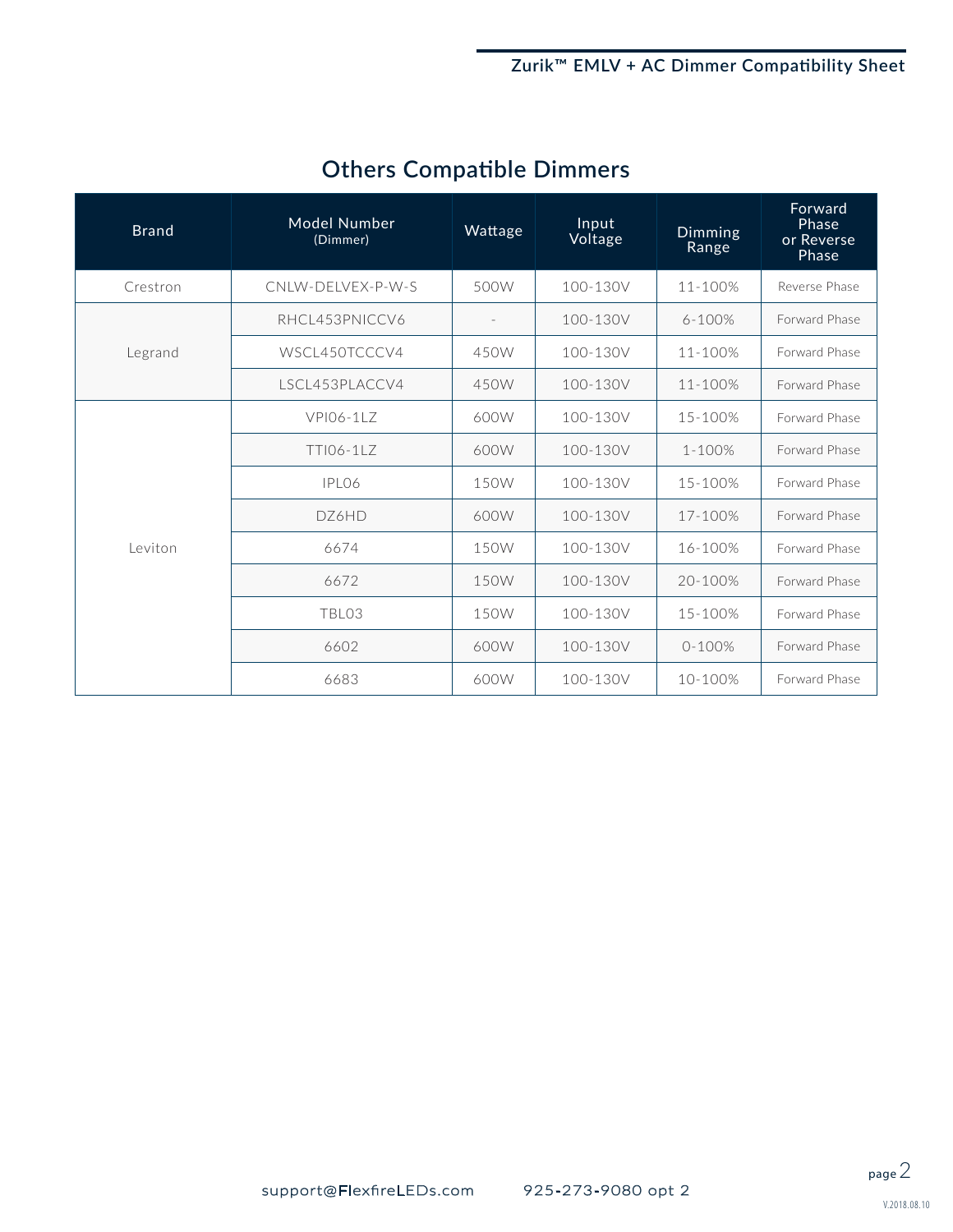## Others Compatible Dimmers

| Brand | Model Number (Dimmer) | Wattage | Input Voltage | Dimming Range | Forward Phase or Reverse Phase |
|---|---|---|---|---|---|
| Crestron | CNLW-DELVEX-P-W-S | 500W | 100-130V | 11-100% | Reverse Phase |
| Legrand | RHCL453PNICCV6 | - | 100-130V | 6-100% | Forward Phase |
| | WSCL450TCCCV4 | 450W | 100-130V | 11-100% | Forward Phase |
| | LSCL453PLACCV4 | 450W | 100-130V | 11-100% | Forward Phase |
| Leviton | VPI06-1LZ | 600W | 100-130V | 15-100% | Forward Phase |
| | TTI06-1LZ | 600W | 100-130V | 1-100% | Forward Phase |
| | IPL06 | 150W | 100-130V | 15-100% | Forward Phase |
| | DZ6HD | 600W | 100-130V | 17-100% | Forward Phase |
| | 6674 | 150W | 100-130V | 16-100% | Forward Phase |
| | 6672 | 150W | 100-130V | 20-100% | Forward Phase |
| | TBL03 | 150W | 100-130V | 15-100% | Forward Phase |
| | 6602 | 600W | 100-130V | 0-100% | Forward Phase |
| | 6683 | 600W | 100-130V | 10-100% | Forward Phase |

support@FlexfireLEDs.com 925-273-9080 opt 2

V.2018.08.10